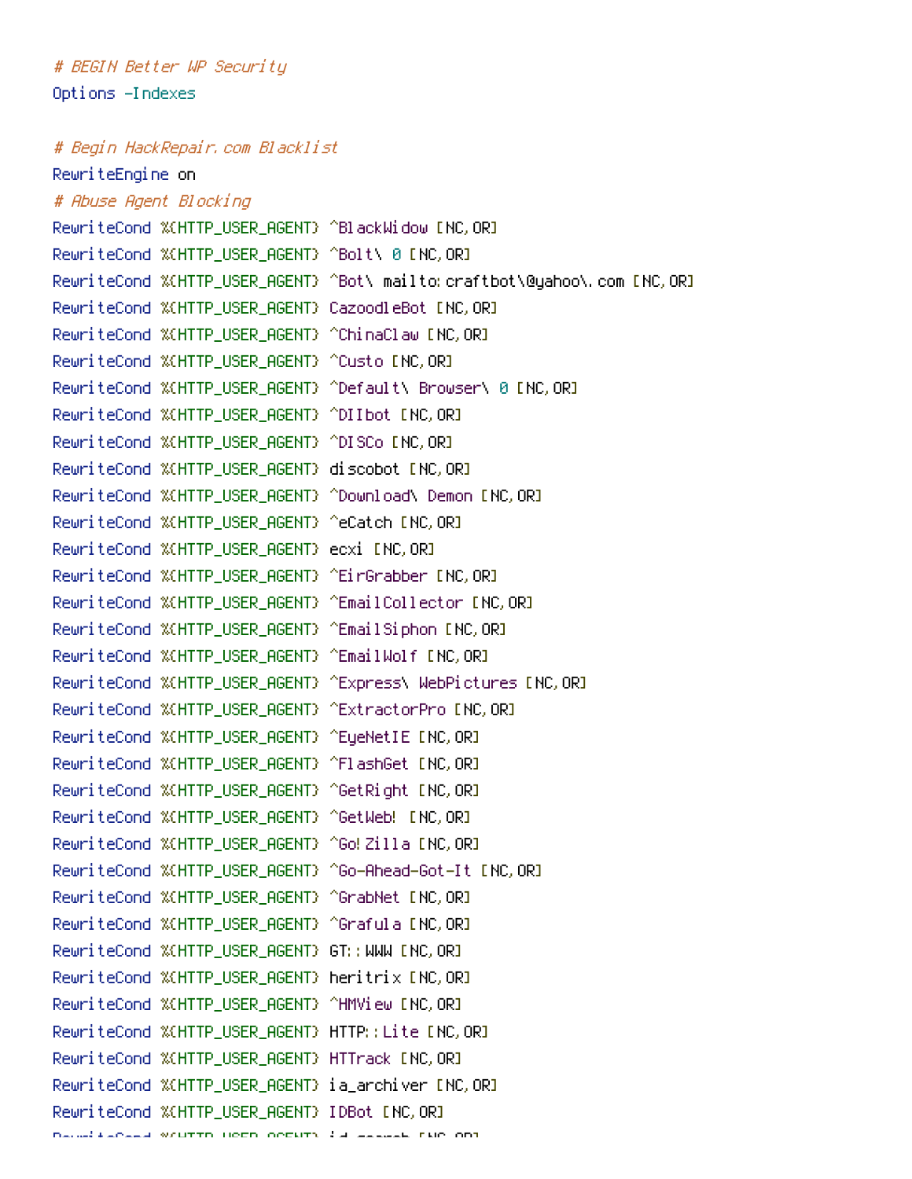```
# BEGIN Better WP Security
Options -Indexes

# Begin HackRepair.com Blacklist
RewriteEngine on
# Abuse Agent Blocking
RewriteCond %{HTTP_USER_AGENT} ^BlackWidow [NC,OR]
RewriteCond %{HTTP_USER_AGENT} ^Bolt\ 0 [NC,OR]
RewriteCond %{HTTP_USER_AGENT} ^Bot\ mailto:craftbot\@yahoo\.com [NC,OR]
RewriteCond %{HTTP_USER_AGENT} CazoodleBot [NC,OR]
RewriteCond %{HTTP_USER_AGENT} ^ChinaClaw [NC,OR]
RewriteCond %{HTTP_USER_AGENT} ^Custo [NC,OR]
RewriteCond %{HTTP_USER_AGENT} ^Default\ Browser\ 0 [NC,OR]
RewriteCond %{HTTP_USER_AGENT} ^DIIbot [NC,OR]
RewriteCond %{HTTP_USER_AGENT} ^DISCo [NC,OR]
RewriteCond %{HTTP_USER_AGENT} discobot [NC,OR]
RewriteCond %{HTTP_USER_AGENT} ^Download\ Demon [NC,OR]
RewriteCond %{HTTP_USER_AGENT} ^eCatch [NC,OR]
RewriteCond %{HTTP_USER_AGENT} ecxi [NC,OR]
RewriteCond %{HTTP_USER_AGENT} ^EirGrabber [NC,OR]
RewriteCond %{HTTP_USER_AGENT} ^EmailCollector [NC,OR]
RewriteCond %{HTTP_USER_AGENT} ^EmailSiphon [NC,OR]
RewriteCond %{HTTP_USER_AGENT} ^EmailWolf [NC,OR]
RewriteCond %{HTTP_USER_AGENT} ^Express\ WebPictures [NC,OR]
RewriteCond %{HTTP_USER_AGENT} ^ExtractorPro [NC,OR]
RewriteCond %{HTTP_USER_AGENT} ^EyeNetIE [NC,OR]
RewriteCond %{HTTP_USER_AGENT} ^FlashGet [NC,OR]
RewriteCond %{HTTP_USER_AGENT} ^GetRight [NC,OR]
RewriteCond %{HTTP_USER_AGENT} ^GetWeb! [NC,OR]
RewriteCond %{HTTP_USER_AGENT} ^Go!Zilla [NC,OR]
RewriteCond %{HTTP_USER_AGENT} ^Go-Ahead-Got-It [NC,OR]
RewriteCond %{HTTP_USER_AGENT} ^GrabNet [NC,OR]
RewriteCond %{HTTP_USER_AGENT} ^Grafula [NC,OR]
RewriteCond %{HTTP_USER_AGENT} GT::WWW [NC,OR]
RewriteCond %{HTTP_USER_AGENT} heritrix [NC,OR]
RewriteCond %{HTTP_USER_AGENT} ^HMView [NC,OR]
RewriteCond %{HTTP_USER_AGENT} HTTP::Lite [NC,OR]
RewriteCond %{HTTP_USER_AGENT} HTTrack [NC,OR]
RewriteCond %{HTTP_USER_AGENT} ia_archiver [NC,OR]
RewriteCond %{HTTP_USER_AGENT} IDBot [NC,OR]
```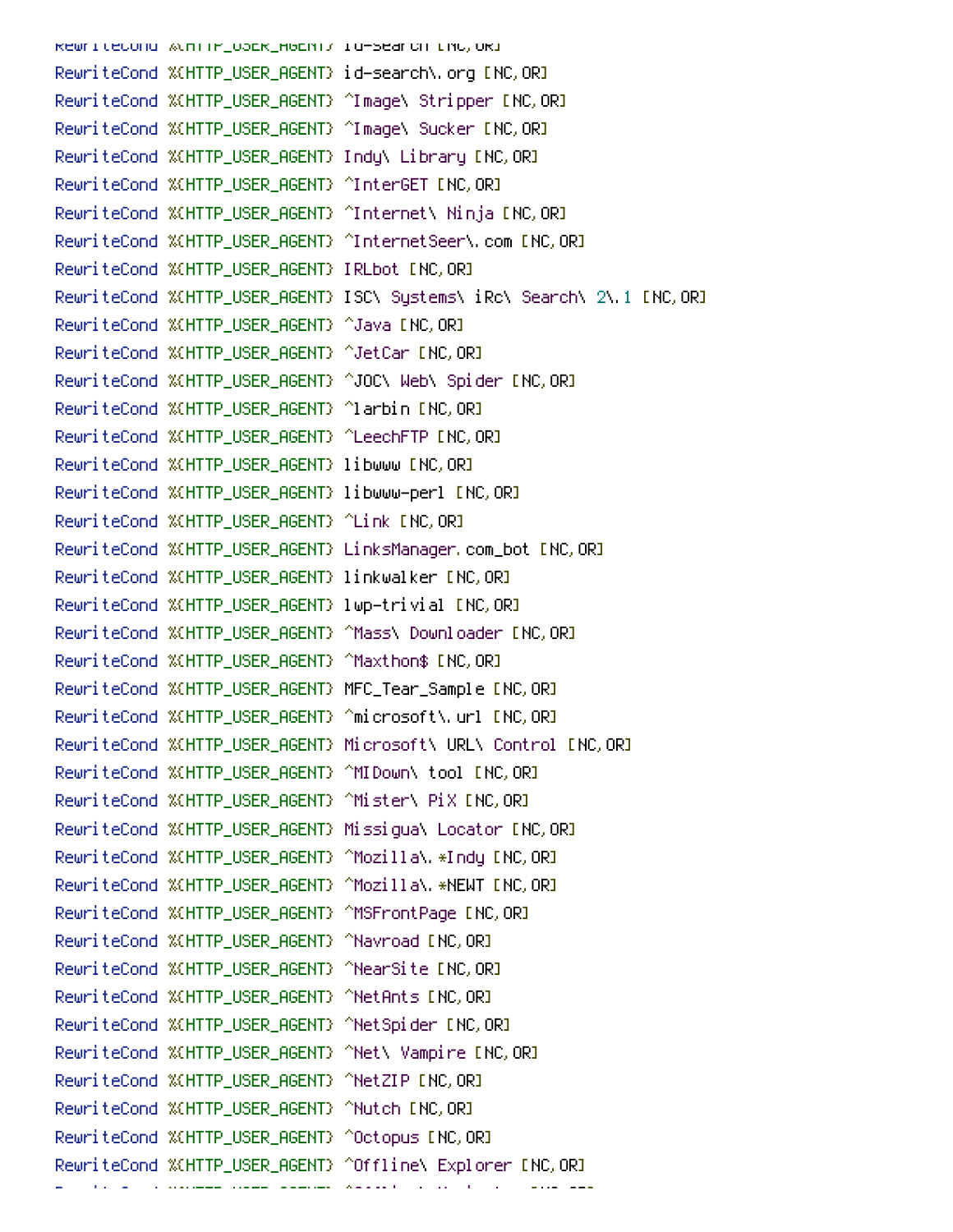```
RewriteCond %{HTTP_USER_AGENT} id-search [NC,OR]
RewriteCond %{HTTP_USER_AGENT} id-search\.org [NC,OR]
RewriteCond %{HTTP_USER_AGENT} ^Image\ Stripper [NC,OR]
RewriteCond %{HTTP_USER_AGENT} ^Image\ Sucker [NC,OR]
RewriteCond %{HTTP_USER_AGENT} Indy\ Library [NC,OR]
RewriteCond %{HTTP_USER_AGENT} ^InterGET [NC,OR]
RewriteCond %{HTTP_USER_AGENT} ^Internet\ Ninja [NC,OR]
RewriteCond %{HTTP_USER_AGENT} ^InternetSeer\.com [NC,OR]
RewriteCond %{HTTP_USER_AGENT} IRLbot [NC,OR]
RewriteCond %{HTTP_USER_AGENT} ISC\ Systems\ iRc\ Search\ 2\.1 [NC,OR]
RewriteCond %{HTTP_USER_AGENT} ^Java [NC,OR]
RewriteCond %{HTTP_USER_AGENT} ^JetCar [NC,OR]
RewriteCond %{HTTP_USER_AGENT} ^JOC\ Web\ Spider [NC,OR]
RewriteCond %{HTTP_USER_AGENT} ^larbin [NC,OR]
RewriteCond %{HTTP_USER_AGENT} ^LeechFTP [NC,OR]
RewriteCond %{HTTP_USER_AGENT} libwww [NC,OR]
RewriteCond %{HTTP_USER_AGENT} libwww-perl [NC,OR]
RewriteCond %{HTTP_USER_AGENT} ^Link [NC,OR]
RewriteCond %{HTTP_USER_AGENT} LinksManager.com_bot [NC,OR]
RewriteCond %{HTTP_USER_AGENT} linkwalker [NC,OR]
RewriteCond %{HTTP_USER_AGENT} lwp-trivial [NC,OR]
RewriteCond %{HTTP_USER_AGENT} ^Mass\ Downloader [NC,OR]
RewriteCond %{HTTP_USER_AGENT} ^Maxthon$ [NC,OR]
RewriteCond %{HTTP_USER_AGENT} MFC_Tear_Sample [NC,OR]
RewriteCond %{HTTP_USER_AGENT} ^microsoft\.url [NC,OR]
RewriteCond %{HTTP_USER_AGENT} Microsoft\ URL\ Control [NC,OR]
RewriteCond %{HTTP_USER_AGENT} ^MIDown\ tool [NC,OR]
RewriteCond %{HTTP_USER_AGENT} ^Mister\ PiX [NC,OR]
RewriteCond %{HTTP_USER_AGENT} Missigua\ Locator [NC,OR]
RewriteCond %{HTTP_USER_AGENT} ^Mozilla\.*Indy [NC,OR]
RewriteCond %{HTTP_USER_AGENT} ^Mozilla\.*NEWT [NC,OR]
RewriteCond %{HTTP_USER_AGENT} ^MSFrontPage [NC,OR]
RewriteCond %{HTTP_USER_AGENT} ^Navroad [NC,OR]
RewriteCond %{HTTP_USER_AGENT} ^NearSite [NC,OR]
RewriteCond %{HTTP_USER_AGENT} ^NetAnts [NC,OR]
RewriteCond %{HTTP_USER_AGENT} ^NetSpider [NC,OR]
RewriteCond %{HTTP_USER_AGENT} ^Net\ Vampire [NC,OR]
RewriteCond %{HTTP_USER_AGENT} ^NetZIP [NC,OR]
RewriteCond %{HTTP_USER_AGENT} ^Nutch [NC,OR]
RewriteCond %{HTTP_USER_AGENT} ^Octopus [NC,OR]
RewriteCond %{HTTP_USER_AGENT} ^Offline\ Explorer [NC,OR]
```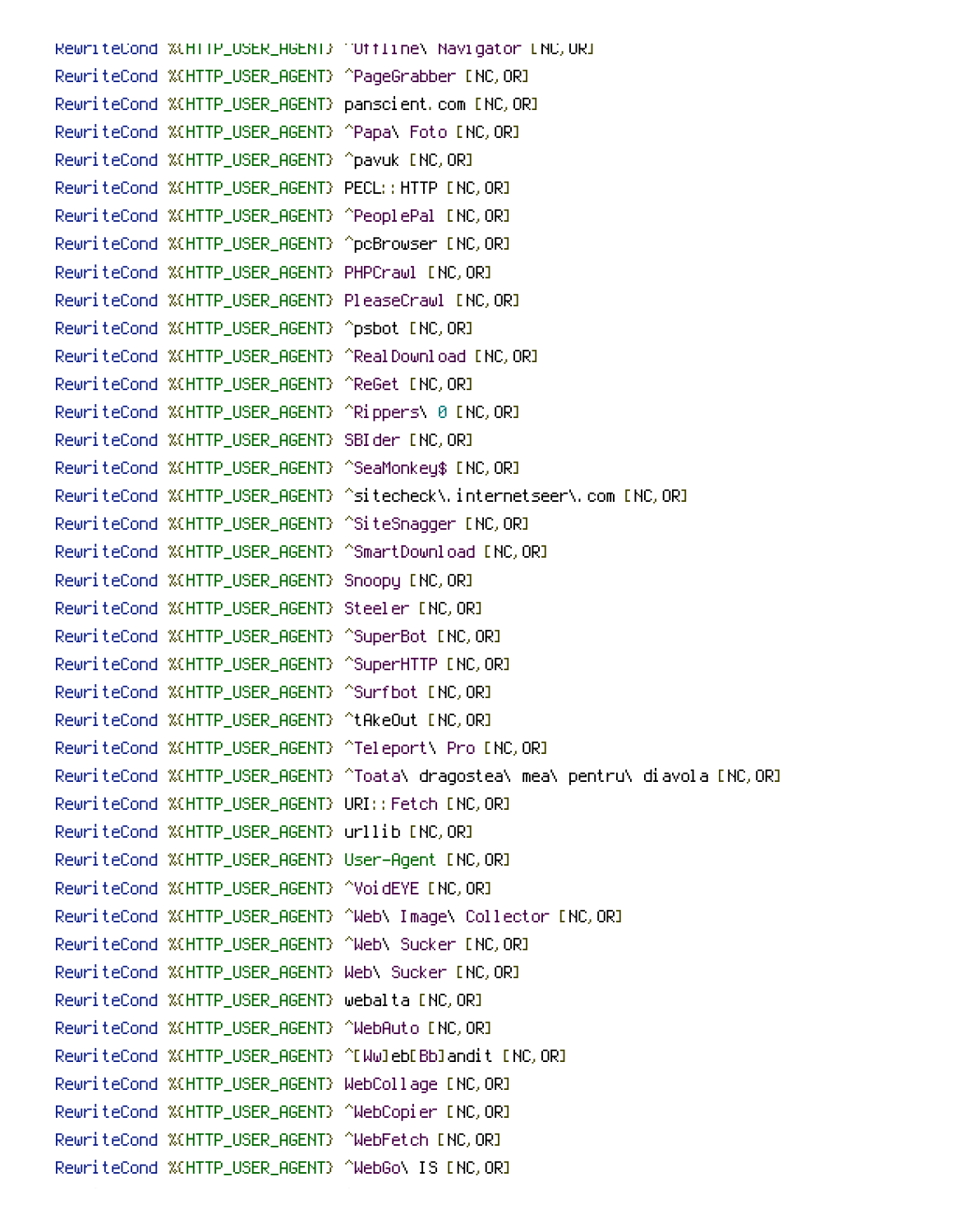```
RewriteCond %{HTTP_USER_AGENT} ^Offline\ Navigator [NC,OR]
RewriteCond %{HTTP_USER_AGENT} ^PageGrabber [NC,OR]
RewriteCond %{HTTP_USER_AGENT} panscient.com [NC,OR]
RewriteCond %{HTTP_USER_AGENT} ^Papa\ Foto [NC,OR]
RewriteCond %{HTTP_USER_AGENT} ^pavuk [NC,OR]
RewriteCond %{HTTP_USER_AGENT} PECL::HTTP [NC,OR]
RewriteCond %{HTTP_USER_AGENT} ^PeoplePal [NC,OR]
RewriteCond %{HTTP_USER_AGENT} ^pcBrowser [NC,OR]
RewriteCond %{HTTP_USER_AGENT} PHPCrawl [NC,OR]
RewriteCond %{HTTP_USER_AGENT} PleaseCrawl [NC,OR]
RewriteCond %{HTTP_USER_AGENT} ^psbot [NC,OR]
RewriteCond %{HTTP_USER_AGENT} ^RealDownload [NC,OR]
RewriteCond %{HTTP_USER_AGENT} ^ReGet [NC,OR]
RewriteCond %{HTTP_USER_AGENT} ^Rippers\ 0 [NC,OR]
RewriteCond %{HTTP_USER_AGENT} SBIder [NC,OR]
RewriteCond %{HTTP_USER_AGENT} ^SeaMonkey$ [NC,OR]
RewriteCond %{HTTP_USER_AGENT} ^sitecheck\.internetseer\.com [NC,OR]
RewriteCond %{HTTP_USER_AGENT} ^SiteSnagger [NC,OR]
RewriteCond %{HTTP_USER_AGENT} ^SmartDownload [NC,OR]
RewriteCond %{HTTP_USER_AGENT} Snoopy [NC,OR]
RewriteCond %{HTTP_USER_AGENT} Steeler [NC,OR]
RewriteCond %{HTTP_USER_AGENT} ^SuperBot [NC,OR]
RewriteCond %{HTTP_USER_AGENT} ^SuperHTTP [NC,OR]
RewriteCond %{HTTP_USER_AGENT} ^Surfbot [NC,OR]
RewriteCond %{HTTP_USER_AGENT} ^tAkeOut [NC,OR]
RewriteCond %{HTTP_USER_AGENT} ^Teleport\ Pro [NC,OR]
RewriteCond %{HTTP_USER_AGENT} ^Toata\ dragostea\ mea\ pentru\ diavola [NC,OR]
RewriteCond %{HTTP_USER_AGENT} URI::Fetch [NC,OR]
RewriteCond %{HTTP_USER_AGENT} urllib [NC,OR]
RewriteCond %{HTTP_USER_AGENT} User-Agent [NC,OR]
RewriteCond %{HTTP_USER_AGENT} ^VoidEYE [NC,OR]
RewriteCond %{HTTP_USER_AGENT} ^Web\ Image\ Collector [NC,OR]
RewriteCond %{HTTP_USER_AGENT} ^Web\ Sucker [NC,OR]
RewriteCond %{HTTP_USER_AGENT} Web\ Sucker [NC,OR]
RewriteCond %{HTTP_USER_AGENT} webalta [NC,OR]
RewriteCond %{HTTP_USER_AGENT} ^WebAuto [NC,OR]
RewriteCond %{HTTP_USER_AGENT} ^[Ww]eb[Bb]andit [NC,OR]
RewriteCond %{HTTP_USER_AGENT} WebCollage [NC,OR]
RewriteCond %{HTTP_USER_AGENT} ^WebCopier [NC,OR]
RewriteCond %{HTTP_USER_AGENT} ^WebFetch [NC,OR]
RewriteCond %{HTTP_USER_AGENT} ^WebGo\ IS [NC,OR]
```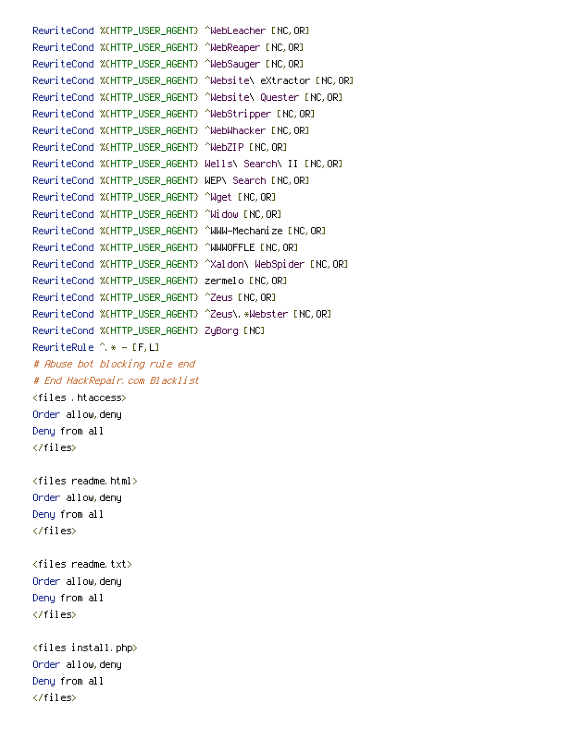```
RewriteCond %{HTTP_USER_AGENT} ^WebLeacher [NC,OR]
RewriteCond %{HTTP_USER_AGENT} ^WebReaper [NC,OR]
RewriteCond %{HTTP_USER_AGENT} ^WebSauger [NC,OR]
RewriteCond %{HTTP_USER_AGENT} ^Website\ eXtractor [NC,OR]
RewriteCond %{HTTP_USER_AGENT} ^Website\ Quester [NC,OR]
RewriteCond %{HTTP_USER_AGENT} ^WebStripper [NC,OR]
RewriteCond %{HTTP_USER_AGENT} ^WebWhacker [NC,OR]
RewriteCond %{HTTP_USER_AGENT} ^WebZIP [NC,OR]
RewriteCond %{HTTP_USER_AGENT} Wells\ Search\ II [NC,OR]
RewriteCond %{HTTP_USER_AGENT} WEP\ Search [NC,OR]
RewriteCond %{HTTP_USER_AGENT} ^Wget [NC,OR]
RewriteCond %{HTTP_USER_AGENT} ^Widow [NC,OR]
RewriteCond %{HTTP_USER_AGENT} ^WWW-Mechanize [NC,OR]
RewriteCond %{HTTP_USER_AGENT} ^WWWOFFLE [NC,OR]
RewriteCond %{HTTP_USER_AGENT} ^Xaldon\ WebSpider [NC,OR]
RewriteCond %{HTTP_USER_AGENT} zermelo [NC,OR]
RewriteCond %{HTTP_USER_AGENT} ^Zeus [NC,OR]
RewriteCond %{HTTP_USER_AGENT} ^Zeus\.*Webster [NC,OR]
RewriteCond %{HTTP_USER_AGENT} ZyBorg [NC]
RewriteRule ^.* - [F,L]
# Abuse bot blocking rule end
# End HackRepair.com Blacklist
<files .htaccess>
Order allow,deny
Deny from all
</files>

<files readme.html>
Order allow,deny
Deny from all
</files>

<files readme.txt>
Order allow,deny
Deny from all
</files>

<files install.php>
Order allow,deny
Deny from all
</files>
```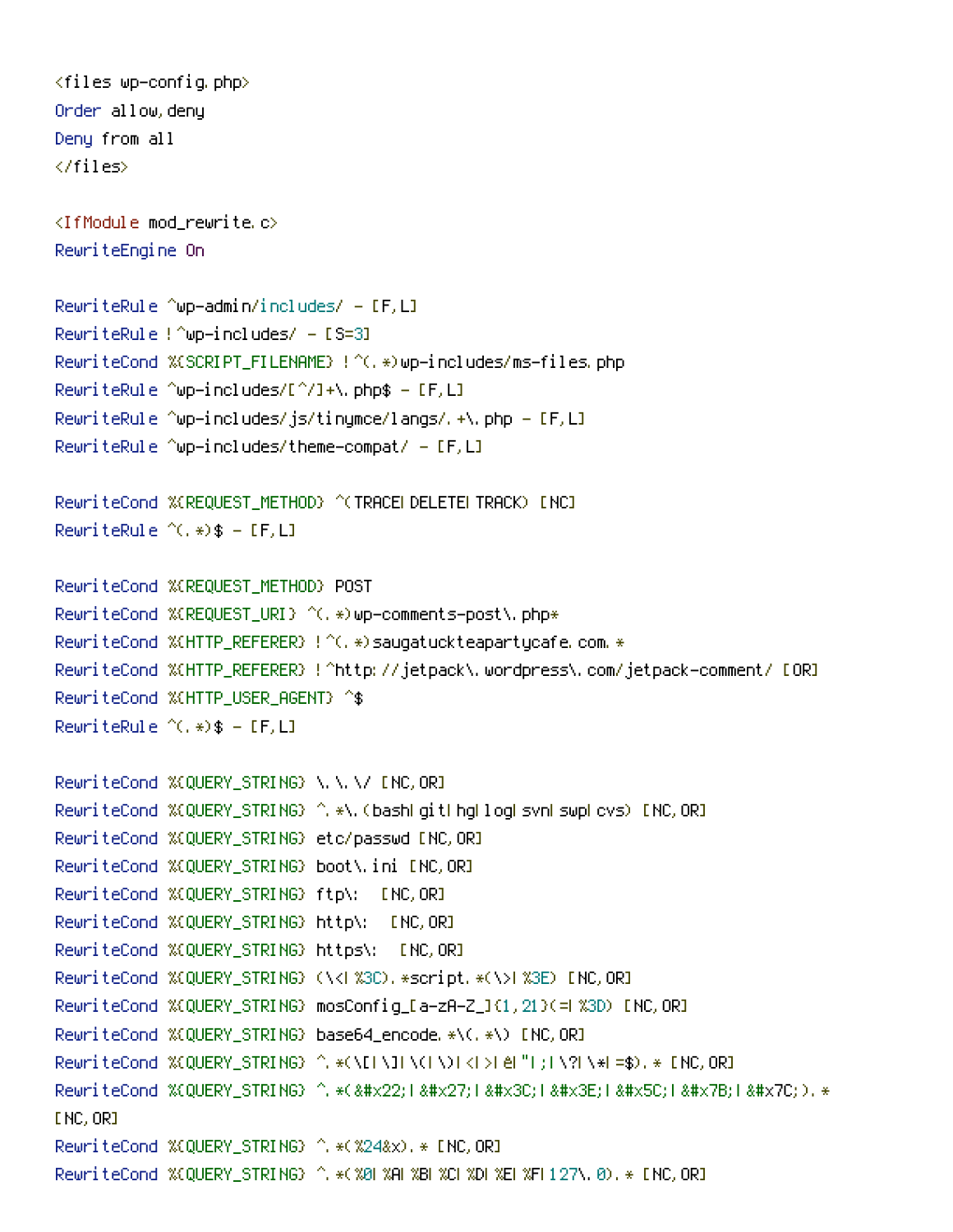```
<files wp-config.php>
Order allow,deny
Deny from all
</files>

<IfModule mod_rewrite.c>
RewriteEngine On

RewriteRule ^wp-admin/includes/ - [F,L]
RewriteRule !^wp-includes/ - [S=3]
RewriteCond %{SCRIPT_FILENAME} !^(.*)wp-includes/ms-files.php
RewriteRule ^wp-includes/[^/]+\.php$ - [F,L]
RewriteRule ^wp-includes/js/tinymce/langs/.+\.php - [F,L]
RewriteRule ^wp-includes/theme-compat/ - [F,L]

RewriteCond %{REQUEST_METHOD} ^(TRACE|DELETE|TRACK) [NC]
RewriteRule ^(.*)$ - [F,L]

RewriteCond %{REQUEST_METHOD} POST
RewriteCond %{REQUEST_URI} ^(.*)wp-comments-post\.php*
RewriteCond %{HTTP_REFERER} !^(.*)saugatuckteapartycafe.com.*
RewriteCond %{HTTP_REFERER} !^http://jetpack\.wordpress\.com/jetpack-comment/ [OR]
RewriteCond %{HTTP_USER_AGENT} ^$
RewriteRule ^(.*)$ - [F,L]

RewriteCond %{QUERY_STRING} \.\.\/ [NC,OR]
RewriteCond %{QUERY_STRING} ^.*\.(bash|git|hg|log|svn|swp|cvs) [NC,OR]
RewriteCond %{QUERY_STRING} etc/passwd [NC,OR]
RewriteCond %{QUERY_STRING} boot\.ini [NC,OR]
RewriteCond %{QUERY_STRING} ftp\:  [NC,OR]
RewriteCond %{QUERY_STRING} http\:  [NC,OR]
RewriteCond %{QUERY_STRING} https\:  [NC,OR]
RewriteCond %{QUERY_STRING} (\<|%3C).*script.*(\>|%3E) [NC,OR]
RewriteCond %{QUERY_STRING} mosConfig_[a-zA-Z_]{1,21}(=|%3D) [NC,OR]
RewriteCond %{QUERY_STRING} base64_encode.*\(.*\) [NC,OR]
RewriteCond %{QUERY_STRING} ^.*(\[|\]|\(|\)|<|>|ê|"|;|\?|\*|=$).* [NC,OR]
RewriteCond %{QUERY_STRING} ^.*(&#x22;|&#x27;|&#x3C;|&#x3E;|&#x5C;|&#x7B;|&#x7C;).*
[NC,OR]
RewriteCond %{QUERY_STRING} ^.*(%24&x).* [NC,OR]
RewriteCond %{QUERY_STRING} ^.*(%0|%A|%B|%C|%D|%E|%F|127\.0).* [NC,OR]
```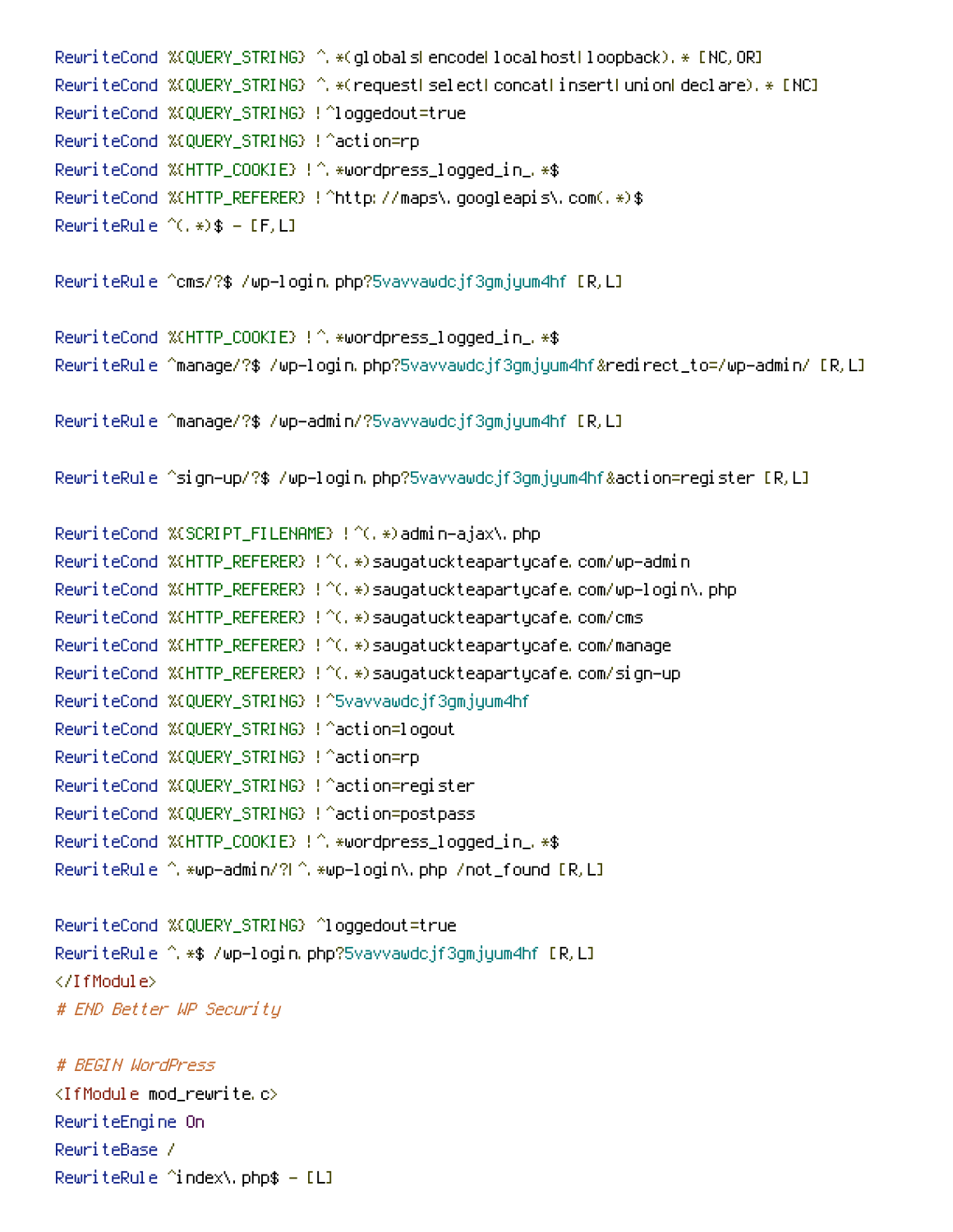```
RewriteCond %{QUERY_STRING} ^.*(globals|encode|localhost|loopback).* [NC,OR]
RewriteCond %{QUERY_STRING} ^.*(request|select|concat|insert|union|declare).* [NC]
RewriteCond %{QUERY_STRING} !^loggedout=true
RewriteCond %{QUERY_STRING} !^action=rp
RewriteCond %{HTTP_COOKIE} !^.*wordpress_logged_in_.*$
RewriteCond %{HTTP_REFERER} !^http://maps\.googleapis\.com(.*)$
RewriteRule ^(.*)$ - [F,L]

RewriteRule ^cms/?$ /wp-login.php?5vavvawdcjf3gmjyum4hf [R,L]

RewriteCond %{HTTP_COOKIE} !^.*wordpress_logged_in_.*$
RewriteRule ^manage/?$ /wp-login.php?5vavvawdcjf3gmjyum4hf&redirect_to=/wp-admin/ [R,L]

RewriteRule ^manage/?$ /wp-admin/?5vavvawdcjf3gmjyum4hf [R,L]

RewriteRule ^sign-up/?$ /wp-login.php?5vavvawdcjf3gmjyum4hf&action=register [R,L]

RewriteCond %{SCRIPT_FILENAME} !^(.*)admin-ajax\.php
RewriteCond %{HTTP_REFERER} !^(.*)saugatuckteapartycafe.com/wp-admin
RewriteCond %{HTTP_REFERER} !^(.*)saugatuckteapartycafe.com/wp-login\.php
RewriteCond %{HTTP_REFERER} !^(.*)saugatuckteapartycafe.com/cms
RewriteCond %{HTTP_REFERER} !^(.*)saugatuckteapartycafe.com/manage
RewriteCond %{HTTP_REFERER} !^(.*)saugatuckteapartycafe.com/sign-up
RewriteCond %{QUERY_STRING} !^5vavvawdcjf3gmjyum4hf
RewriteCond %{QUERY_STRING} !^action=logout
RewriteCond %{QUERY_STRING} !^action=rp
RewriteCond %{QUERY_STRING} !^action=register
RewriteCond %{QUERY_STRING} !^action=postpass
RewriteCond %{HTTP_COOKIE} !^.*wordpress_logged_in_.*$
RewriteRule ^.*wp-admin/?|^.*wp-login\.php /not_found [R,L]

RewriteCond %{QUERY_STRING} ^loggedout=true
RewriteRule ^.*$ /wp-login.php?5vavvawdcjf3gmjyum4hf [R,L]
</IfModule>
# END Better WP Security

# BEGIN WordPress
<IfModule mod_rewrite.c>
RewriteEngine On
RewriteBase /
RewriteRule ^index\.php$ - [L]
```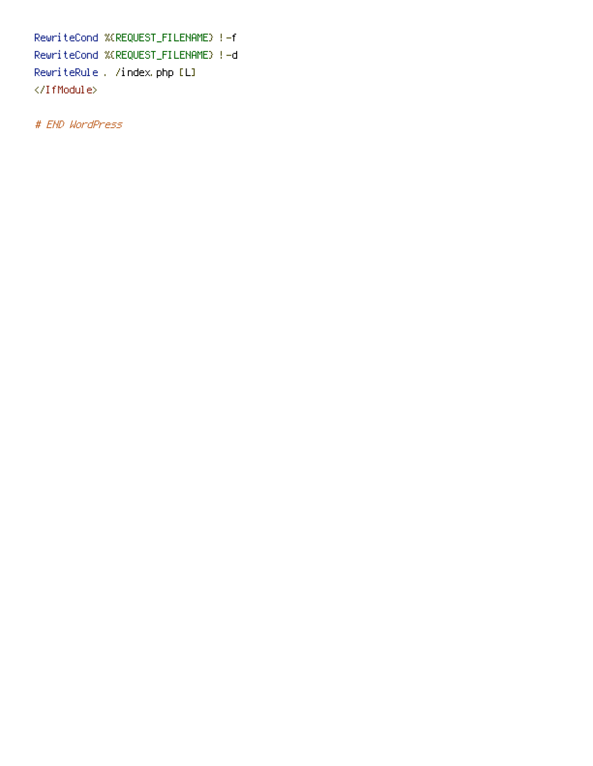```
RewriteCond %{REQUEST_FILENAME} !-f
RewriteCond %{REQUEST_FILENAME} !-d
RewriteRule . /index.php [L]
</IfModule>

# END WordPress
```